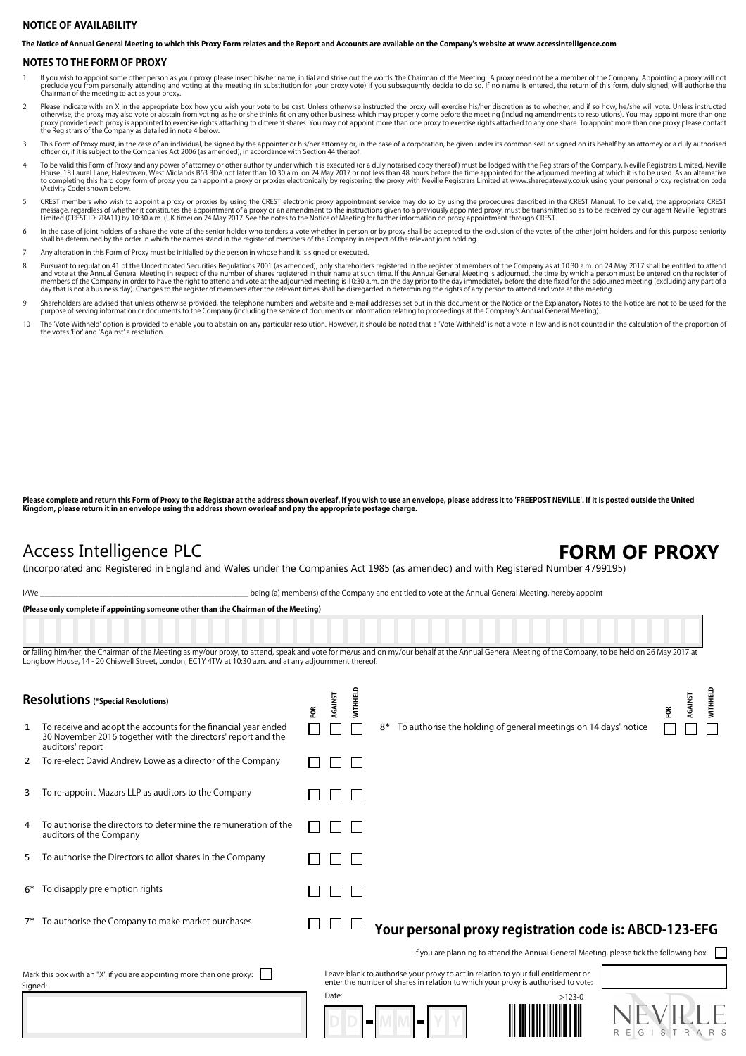## NOTICE OF AVAILABILITY

**The Notice of Annual General Meeting to which this Proxy Form relates and the Report and Accounts are available on the Company's website at www.accessintelligence.com**

## NOTES TO THE FORM OF PROXY

1. If you wish to appoint some other person as your proxy please insert his/her name, initial and strike out the words 'the Chairman of the Meeting'. A proxy need not be a member of the Company. Appointing a proxy will not preclude you from personally attending and voting at the meeting (in substitution for your proxy vote) if you subsequently decide to do so. If no name is entered, the return of this form, duly signed, will authorise the Chairman of the meeting to act as your proxy.
2. Please indicate with an X in the appropriate box how you wish your vote to be cast. Unless otherwise instructed the proxy will exercise his/her discretion as to whether, and if so how, he/she will vote. Unless instructed otherwise, the proxy may also vote or abstain from voting as he or she thinks fit on any other business which may properly come before the meeting (including amendments to resolutions). You may appoint more than one proxy provided each proxy is appointed to exercise rights attaching to different shares. You may not appoint more than one proxy to exercise rights attached to any one share. To appoint more than one proxy please contact the Registrars of the Company as detailed in note 4 below.
3. This Form of Proxy must, in the case of an individual, be signed by the appointer or his/her attorney or, in the case of a corporation, be given under its common seal or signed on its behalf by an attorney or a duly authorised officer or, if it is subject to the Companies Act 2006 (as amended), in accordance with Section 44 thereof.
4. To be valid this Form of Proxy and any power of attorney or other authority under which it is executed (or a duly notarised copy thereof) must be lodged with the Registrars of the Company, Neville Registrars Limited, Neville House, 18 Laurel Lane, Halesowen, West Midlands B63 3DA not later than 10:30 a.m. on 24 May 2017 or not less than 48 hours before the time appointed for the adjourned meeting at which it is to be used. As an alternative to completing this hard copy form of proxy you can appoint a proxy electronically by registering the proxy with Neville Registrars Limited at www.sharegateway.co.uk using your personal proxy registration code (Activity Code) shown below.
5. CREST members who wish to appoint a proxy or proxies by using the CREST electronic proxy appointment service may do so by using the procedures described in the CREST Manual. To be valid, the appropriate CREST message, regardless of whether it constitutes the appointment of a proxy or an amendment to the instructions given to a previously appointed proxy, must be transmitted so as to be received by our agent Neville Registrars Limited (CREST ID: 7RA11) by 10:30 a.m. (UK time) on 24 May 2017. See the notes to the Notice of Meeting for further information on proxy appointment through CREST.
6. In the case of joint holders of a share the vote of the senior holder who tenders a vote whether in person or by proxy shall be accepted to the exclusion of the votes of the other joint holders and for this purpose seniority shall be determined by the order in which the names stand in the register of members of the Company in respect of the relevant joint holding.
7. Any alteration in this Form of Proxy must be initialled by the person in whose hand it is signed or executed.
8. Pursuant to regulation 41 of the Uncertificated Securities Regulations 2001 (as amended), only shareholders registered in the register of members of the Company as at 10:30 a.m. on 24 May 2017 shall be entitled to attend and vote at the Annual General Meeting in respect of the number of shares registered in their name at such time. If the Annual General Meeting is adjourned, the time by which a person must be entered on the register of members of the Company in order to have the right to attend and vote at the adjourned meeting is 10:30 a.m. on the day prior to the day immediately before the date fixed for the adjourned meeting (excluding any part of a day that is not a business day). Changes to the register of members after the relevant times shall be disregarded in determining the rights of any person to attend and vote at the meeting.
9. Shareholders are advised that unless otherwise provided, the telephone numbers and website and e-mail addresses set out in this document or the Notice or the Explanatory Notes to the Notice are not to be used for the purpose of serving information or documents to the Company (including the service of documents or information relating to proceedings at the Company's Annual General Meeting).
10. The 'Vote Withheld' option is provided to enable you to abstain on any particular resolution. However, it should be noted that a 'Vote Withheld' is not a vote in law and is not counted in the calculation of the proportion of the votes 'For' and 'Against' a resolution.

**Please complete and return this Form of Proxy to the Registrar at the address shown overleaf. If you wish to use an envelope, please address it to 'FREEPOST NEVILLE'. If it is posted outside the United Kingdom, please return it in an envelope using the address shown overleaf and pay the appropriate postage charge.**

# Access Intelligence PLC

# FORM OF PROXY

(Incorporated and Registered in England and Wales under the Companies Act 1985 (as amended) and with Registered Number 4799195)

I/We ______________________________ being (a) member(s) of the Company and entitled to vote at the Annual General Meeting, hereby appoint

**(Please only complete if appointing someone other than the Chairman of the Meeting)**

or failing him/her, the Chairman of the Meeting as my/our proxy, to attend, speak and vote for me/us and on my/our behalf at the Annual General Meeting of the Company, to be held on 26 May 2017 at Longbow House, 14 - 20 Chiswell Street, London, EC1Y 4TW at 10:30 a.m. and at any adjournment thereof.

## Resolutions (*Special Resolutions)

| | Resolution | FOR | AGAINST | WITHHELD |
|---|---|---|---|---|
| 1 | To receive and adopt the accounts for the financial year ended 30 November 2016 together with the directors' report and the auditors' report | ☐ | ☐ | ☐ |
| 2 | To re-elect David Andrew Lowe as a director of the Company | ☐ | ☐ | ☐ |
| 3 | To re-appoint Mazars LLP as auditors to the Company | ☐ | ☐ | ☐ |
| 4 | To authorise the directors to determine the remuneration of the auditors of the Company | ☐ | ☐ | ☐ |
| 5 | To authorise the Directors to allot shares in the Company | ☐ | ☐ | ☐ |
| 6* | To disapply pre emption rights | ☐ | ☐ | ☐ |
| 7* | To authorise the Company to make market purchases | ☐ | ☐ | ☐ |
| 8* | To authorise the holding of general meetings on 14 days' notice | ☐ | ☐ | ☐ |

**Your personal proxy registration code is: ABCD-123-EFG**

If you are planning to attend the Annual General Meeting, please tick the following box: ☐

Mark this box with an "X" if you are appointing more than one proxy: ☐

Leave blank to authorise your proxy to act in relation to your full entitlement or enter the number of shares in relation to which your proxy is authorised to vote:

Signed:

Date: DD - MM - YY

>123-0

NEVILLE REGISTRARS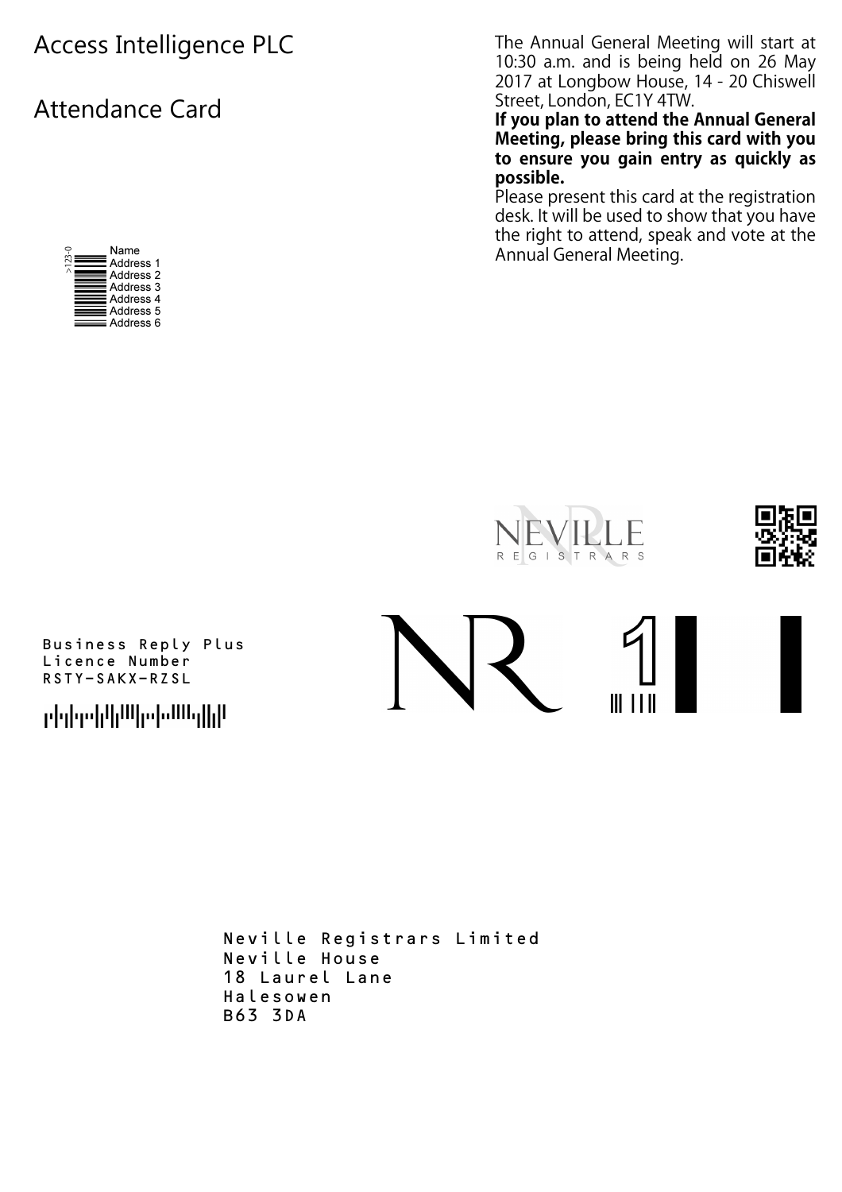# Access Intelligence PLC

## Attendance Card

>123-0

Name
Address 1
Address 2
Address 3
Address 4
Address 5
Address 6

The Annual General Meeting will start at 10:30 a.m. and is being held on 26 May 2017 at Longbow House, 14 - 20 Chiswell Street, London, EC1Y 4TW.

**If you plan to attend the Annual General Meeting, please bring this card with you to ensure you gain entry as quickly as possible.**

Please present this card at the registration desk. It will be used to show that you have the right to attend, speak and vote at the Annual General Meeting.

NEVILLE
REGISTRARS

Business Reply Plus
Licence Number
RSTY-SAKX-RZSL

NR 1

Neville Registrars Limited
Neville House
18 Laurel Lane
Halesowen
B63 3DA